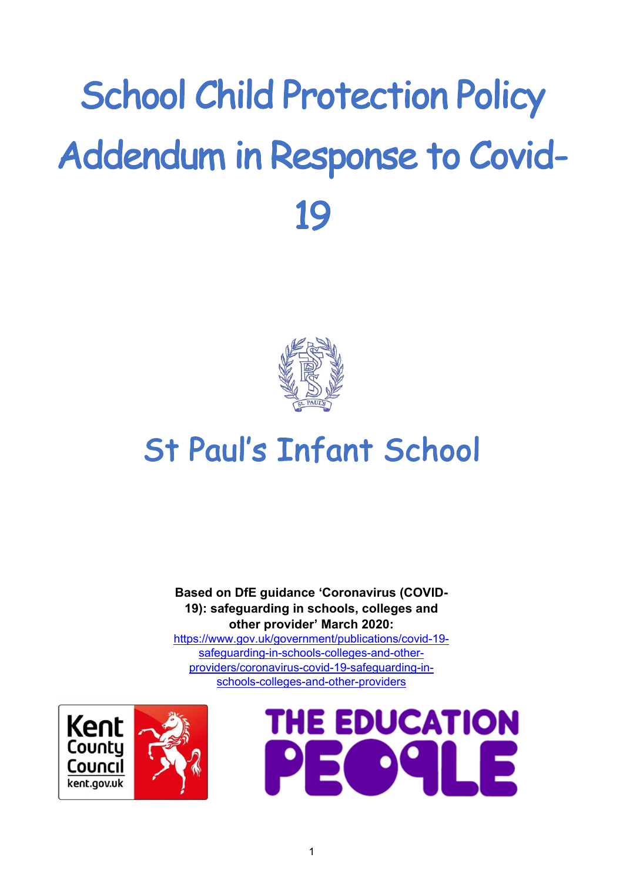# School Child Protection Policy Addendum in Response to Covid-19

## St Paul's Infant School

**Based on DfE guidance 'Coronavirus (COVID-19): safeguarding in schools, colleges and other provider' March 2020:**
https://www.gov.uk/government/publications/covid-19-safeguarding-in-schools-colleges-and-other-providers/coronavirus-covid-19-safeguarding-in-schools-colleges-and-other-providers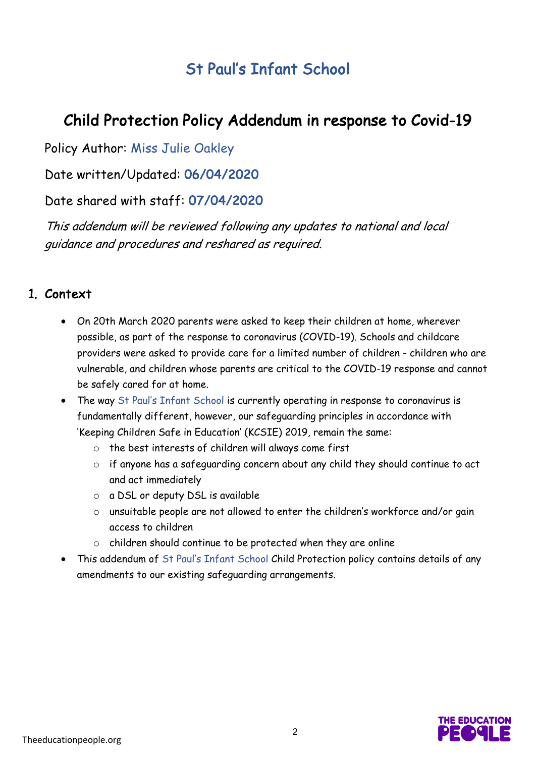# St Paul's Infant School

## Child Protection Policy Addendum in response to Covid-19

Policy Author: Miss Julie Oakley

Date written/Updated: **06/04/2020**

Date shared with staff: **07/04/2020**

*This addendum will be reviewed following any updates to national and local guidance and procedures and reshared as required.*

### 1. Context

- On 20th March 2020 parents were asked to keep their children at home, wherever possible, as part of the response to coronavirus (COVID-19). Schools and childcare providers were asked to provide care for a limited number of children - children who are vulnerable, and children whose parents are critical to the COVID-19 response and cannot be safely cared for at home.
- The way St Paul's Infant School is currently operating in response to coronavirus is fundamentally different, however, our safeguarding principles in accordance with 'Keeping Children Safe in Education' (KCSIE) 2019, remain the same:
  - the best interests of children will always come first
  - if anyone has a safeguarding concern about any child they should continue to act and act immediately
  - a DSL or deputy DSL is available
  - unsuitable people are not allowed to enter the children's workforce and/or gain access to children
  - children should continue to be protected when they are online
- This addendum of St Paul's Infant School Child Protection policy contains details of any amendments to our existing safeguarding arrangements.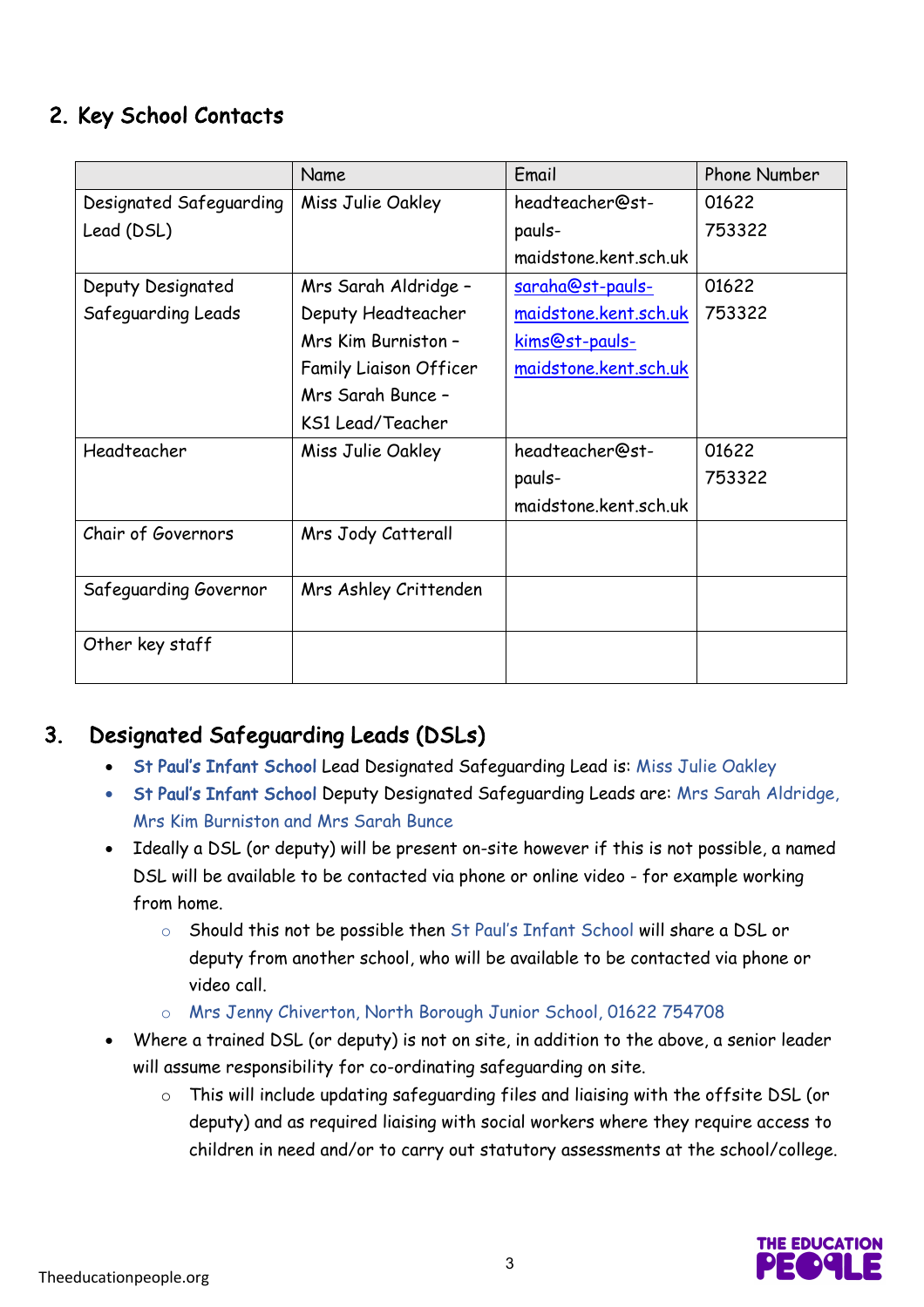## 2. Key School Contacts

| | Name | Email | Phone Number |
|---|---|---|---|
| Designated Safeguarding Lead (DSL) | Miss Julie Oakley | headteacher@st-pauls-maidstone.kent.sch.uk | 01622 753322 |
| Deputy Designated Safeguarding Leads | Mrs Sarah Aldridge – Deputy Headteacher<br>Mrs Kim Burniston – Family Liaison Officer<br>Mrs Sarah Bunce – KS1 Lead/Teacher | saraha@st-pauls-maidstone.kent.sch.uk<br>kims@st-pauls-maidstone.kent.sch.uk | 01622 753322 |
| Headteacher | Miss Julie Oakley | headteacher@st-pauls-maidstone.kent.sch.uk | 01622 753322 |
| Chair of Governors | Mrs Jody Catterall | | |
| Safeguarding Governor | Mrs Ashley Crittenden | | |
| Other key staff | | | |

## 3. Designated Safeguarding Leads (DSLs)

- St Paul's Infant School Lead Designated Safeguarding Lead is: Miss Julie Oakley
- St Paul's Infant School Deputy Designated Safeguarding Leads are: Mrs Sarah Aldridge, Mrs Kim Burniston and Mrs Sarah Bunce
- Ideally a DSL (or deputy) will be present on-site however if this is not possible, a named DSL will be available to be contacted via phone or online video - for example working from home.
    - Should this not be possible then St Paul's Infant School will share a DSL or deputy from another school, who will be available to be contacted via phone or video call.
    - Mrs Jenny Chiverton, North Borough Junior School, 01622 754708
- Where a trained DSL (or deputy) is not on site, in addition to the above, a senior leader will assume responsibility for co-ordinating safeguarding on site.
    - This will include updating safeguarding files and liaising with the offsite DSL (or deputy) and as required liaising with social workers where they require access to children in need and/or to carry out statutory assessments at the school/college.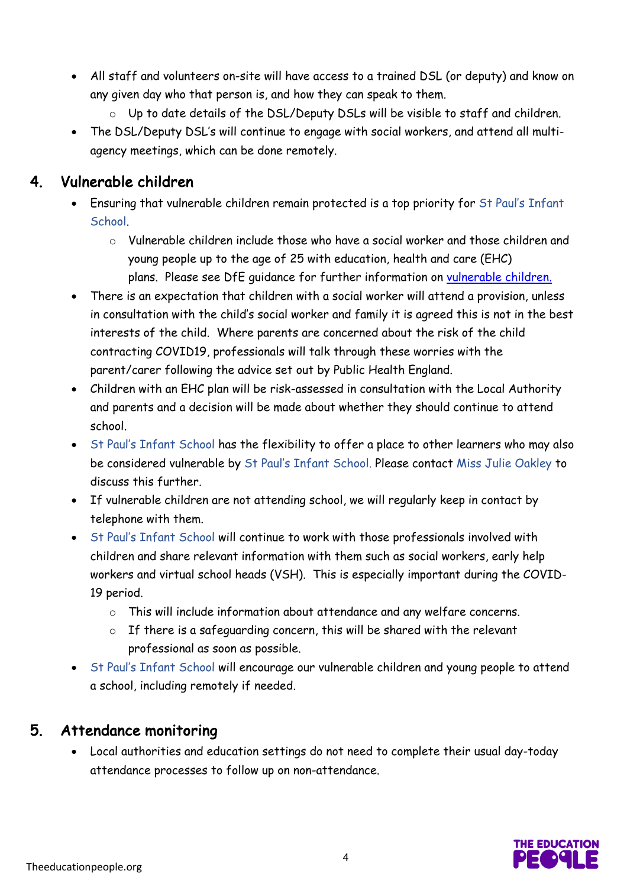- All staff and volunteers on-site will have access to a trained DSL (or deputy) and know on any given day who that person is, and how they can speak to them.
    - Up to date details of the DSL/Deputy DSLs will be visible to staff and children.
- The DSL/Deputy DSL's will continue to engage with social workers, and attend all multi-agency meetings, which can be done remotely.

## 4. Vulnerable children

- Ensuring that vulnerable children remain protected is a top priority for St Paul's Infant School.
    - Vulnerable children include those who have a social worker and those children and young people up to the age of 25 with education, health and care (EHC) plans. Please see DfE guidance for further information on vulnerable children.
- There is an expectation that children with a social worker will attend a provision, unless in consultation with the child's social worker and family it is agreed this is not in the best interests of the child. Where parents are concerned about the risk of the child contracting COVID19, professionals will talk through these worries with the parent/carer following the advice set out by Public Health England.
- Children with an EHC plan will be risk-assessed in consultation with the Local Authority and parents and a decision will be made about whether they should continue to attend school.
- St Paul's Infant School has the flexibility to offer a place to other learners who may also be considered vulnerable by St Paul's Infant School. Please contact Miss Julie Oakley to discuss this further.
- If vulnerable children are not attending school, we will regularly keep in contact by telephone with them.
- St Paul's Infant School will continue to work with those professionals involved with children and share relevant information with them such as social workers, early help workers and virtual school heads (VSH). This is especially important during the COVID-19 period.
    - This will include information about attendance and any welfare concerns.
    - If there is a safeguarding concern, this will be shared with the relevant professional as soon as possible.
- St Paul's Infant School will encourage our vulnerable children and young people to attend a school, including remotely if needed.

## 5. Attendance monitoring

- Local authorities and education settings do not need to complete their usual day-today attendance processes to follow up on non-attendance.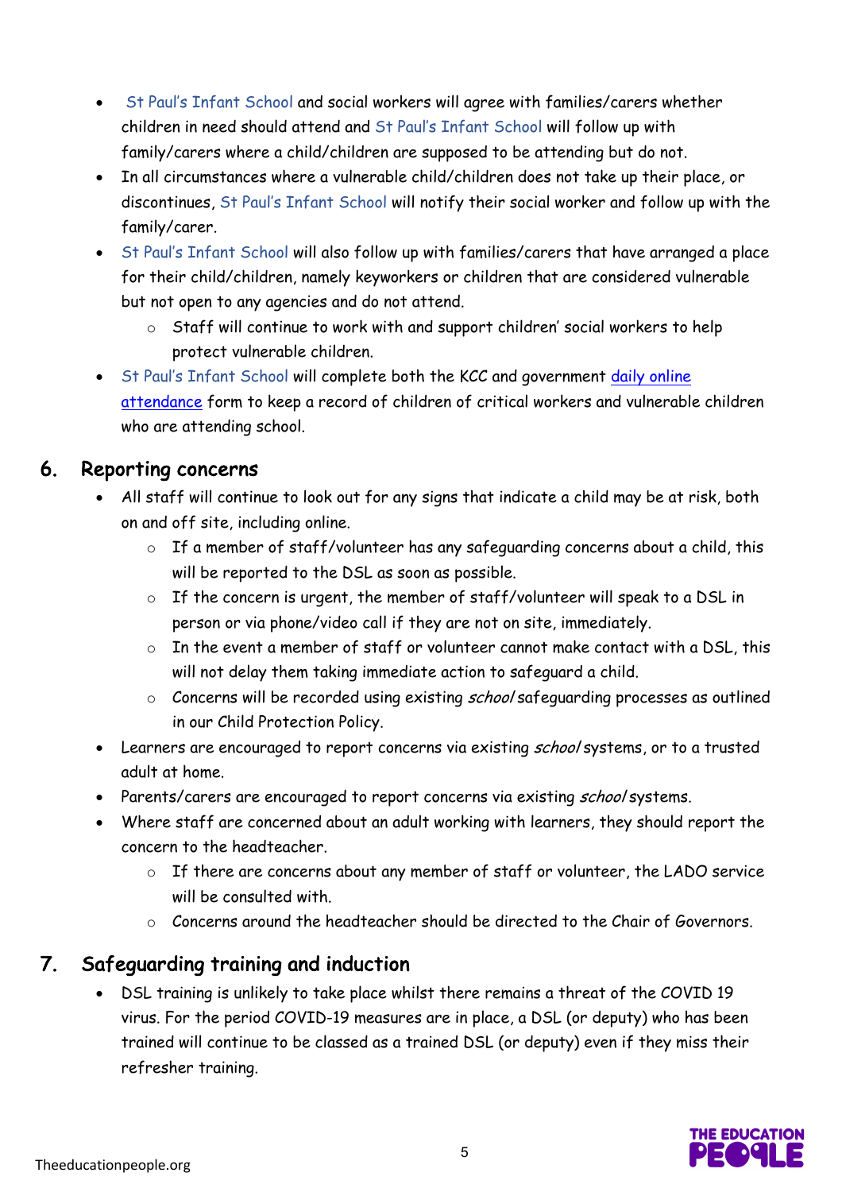- St Paul's Infant School and social workers will agree with families/carers whether children in need should attend and St Paul's Infant School will follow up with family/carers where a child/children are supposed to be attending but do not.
- In all circumstances where a vulnerable child/children does not take up their place, or discontinues, St Paul's Infant School will notify their social worker and follow up with the family/carer.
- St Paul's Infant School will also follow up with families/carers that have arranged a place for their child/children, namely keyworkers or children that are considered vulnerable but not open to any agencies and do not attend.
    - Staff will continue to work with and support children' social workers to help protect vulnerable children.
- St Paul's Infant School will complete both the KCC and government daily online attendance form to keep a record of children of critical workers and vulnerable children who are attending school.

## 6. Reporting concerns

- All staff will continue to look out for any signs that indicate a child may be at risk, both on and off site, including online.
    - If a member of staff/volunteer has any safeguarding concerns about a child, this will be reported to the DSL as soon as possible.
    - If the concern is urgent, the member of staff/volunteer will speak to a DSL in person or via phone/video call if they are not on site, immediately.
    - In the event a member of staff or volunteer cannot make contact with a DSL, this will not delay them taking immediate action to safeguard a child.
    - Concerns will be recorded using existing *school* safeguarding processes as outlined in our Child Protection Policy.
- Learners are encouraged to report concerns via existing *school* systems, or to a trusted adult at home.
- Parents/carers are encouraged to report concerns via existing *school* systems.
- Where staff are concerned about an adult working with learners, they should report the concern to the headteacher.
    - If there are concerns about any member of staff or volunteer, the LADO service will be consulted with.
    - Concerns around the headteacher should be directed to the Chair of Governors.

## 7. Safeguarding training and induction

- DSL training is unlikely to take place whilst there remains a threat of the COVID 19 virus. For the period COVID-19 measures are in place, a DSL (or deputy) who has been trained will continue to be classed as a trained DSL (or deputy) even if they miss their refresher training.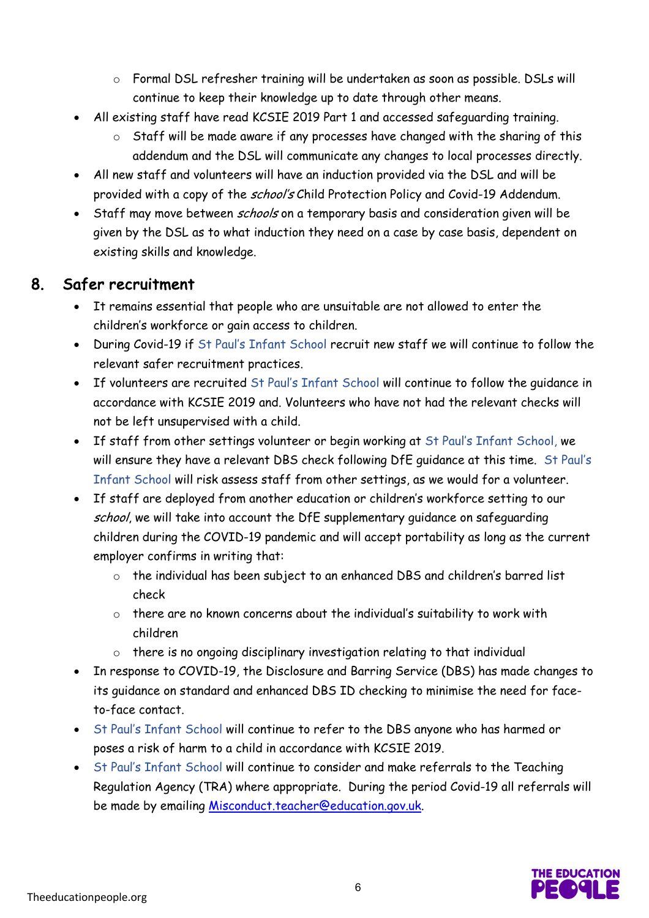- Formal DSL refresher training will be undertaken as soon as possible. DSLs will continue to keep their knowledge up to date through other means.
- All existing staff have read KCSIE 2019 Part 1 and accessed safeguarding training.
    - Staff will be made aware if any processes have changed with the sharing of this addendum and the DSL will communicate any changes to local processes directly.
- All new staff and volunteers will have an induction provided via the DSL and will be provided with a copy of the *school's* Child Protection Policy and Covid-19 Addendum.
- Staff may move between *schools* on a temporary basis and consideration given will be given by the DSL as to what induction they need on a case by case basis, dependent on existing skills and knowledge.

## 8. Safer recruitment

- It remains essential that people who are unsuitable are not allowed to enter the children's workforce or gain access to children.
- During Covid-19 if St Paul's Infant School recruit new staff we will continue to follow the relevant safer recruitment practices.
- If volunteers are recruited St Paul's Infant School will continue to follow the guidance in accordance with KCSIE 2019 and. Volunteers who have not had the relevant checks will not be left unsupervised with a child.
- If staff from other settings volunteer or begin working at St Paul's Infant School, we will ensure they have a relevant DBS check following DfE guidance at this time. St Paul's Infant School will risk assess staff from other settings, as we would for a volunteer.
- If staff are deployed from another education or children's workforce setting to our *school*, we will take into account the DfE supplementary guidance on safeguarding children during the COVID-19 pandemic and will accept portability as long as the current employer confirms in writing that:
    - the individual has been subject to an enhanced DBS and children's barred list check
    - there are no known concerns about the individual's suitability to work with children
    - there is no ongoing disciplinary investigation relating to that individual
- In response to COVID-19, the Disclosure and Barring Service (DBS) has made changes to its guidance on standard and enhanced DBS ID checking to minimise the need for face-to-face contact.
- St Paul's Infant School will continue to refer to the DBS anyone who has harmed or poses a risk of harm to a child in accordance with KCSIE 2019.
- St Paul's Infant School will continue to consider and make referrals to the Teaching Regulation Agency (TRA) where appropriate. During the period Covid-19 all referrals will be made by emailing Misconduct.teacher@education.gov.uk.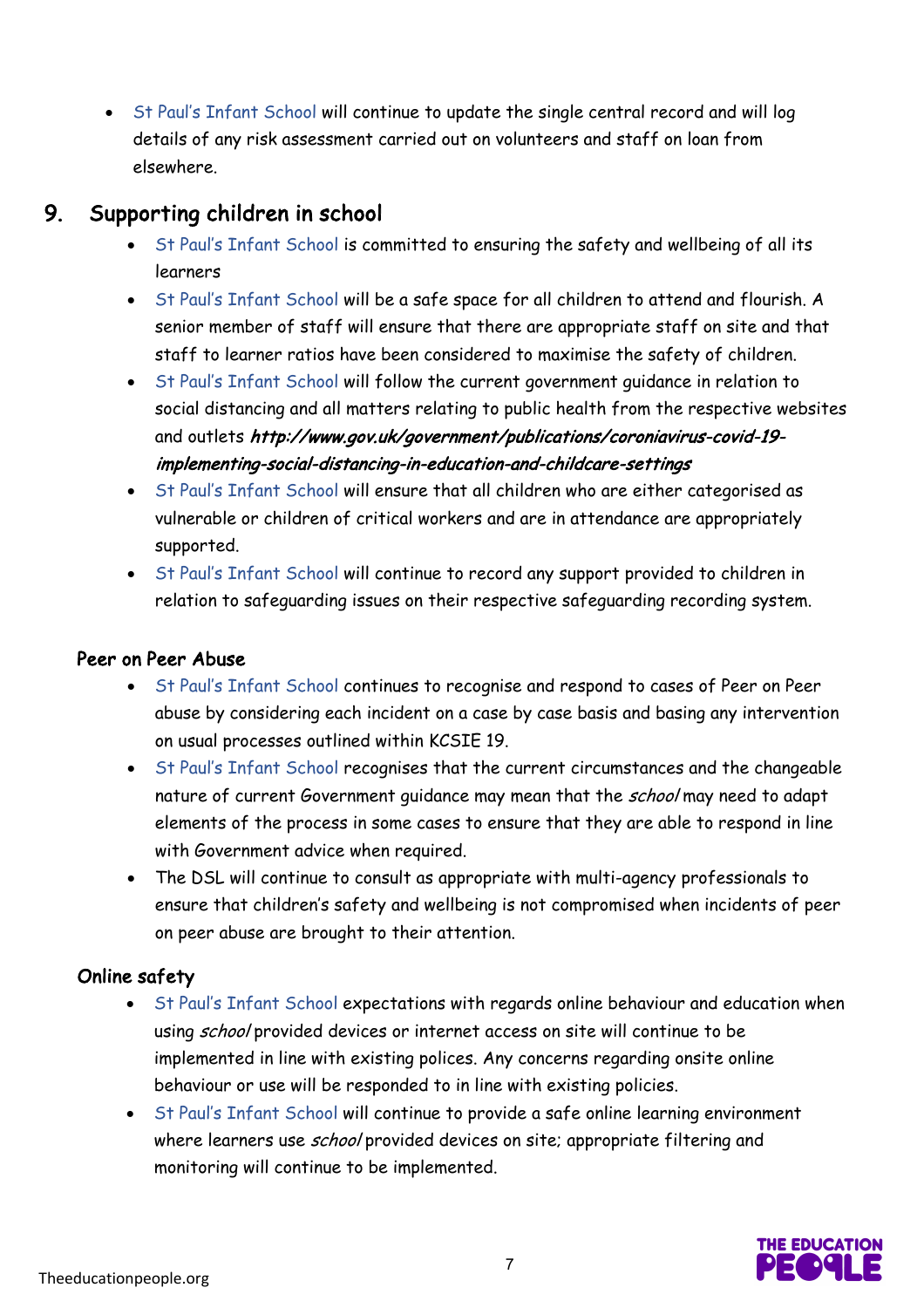- St Paul's Infant School will continue to update the single central record and will log details of any risk assessment carried out on volunteers and staff on loan from elsewhere.

## 9. Supporting children in school

- St Paul's Infant School is committed to ensuring the safety and wellbeing of all its learners
- St Paul's Infant School will be a safe space for all children to attend and flourish. A senior member of staff will ensure that there are appropriate staff on site and that staff to learner ratios have been considered to maximise the safety of children.
- St Paul's Infant School will follow the current government guidance in relation to social distancing and all matters relating to public health from the respective websites and outlets ***http://www.gov.uk/government/publications/coronaivirus-covid-19-implementing-social-distancing-in-education-and-childcare-settings***
- St Paul's Infant School will ensure that all children who are either categorised as vulnerable or children of critical workers and are in attendance are appropriately supported.
- St Paul's Infant School will continue to record any support provided to children in relation to safeguarding issues on their respective safeguarding recording system.

### Peer on Peer Abuse

- St Paul's Infant School continues to recognise and respond to cases of Peer on Peer abuse by considering each incident on a case by case basis and basing any intervention on usual processes outlined within KCSIE 19.
- St Paul's Infant School recognises that the current circumstances and the changeable nature of current Government guidance may mean that the *school* may need to adapt elements of the process in some cases to ensure that they are able to respond in line with Government advice when required.
- The DSL will continue to consult as appropriate with multi-agency professionals to ensure that children's safety and wellbeing is not compromised when incidents of peer on peer abuse are brought to their attention.

### Online safety

- St Paul's Infant School expectations with regards online behaviour and education when using *school* provided devices or internet access on site will continue to be implemented in line with existing polices. Any concerns regarding onsite online behaviour or use will be responded to in line with existing policies.
- St Paul's Infant School will continue to provide a safe online learning environment where learners use *school* provided devices on site; appropriate filtering and monitoring will continue to be implemented.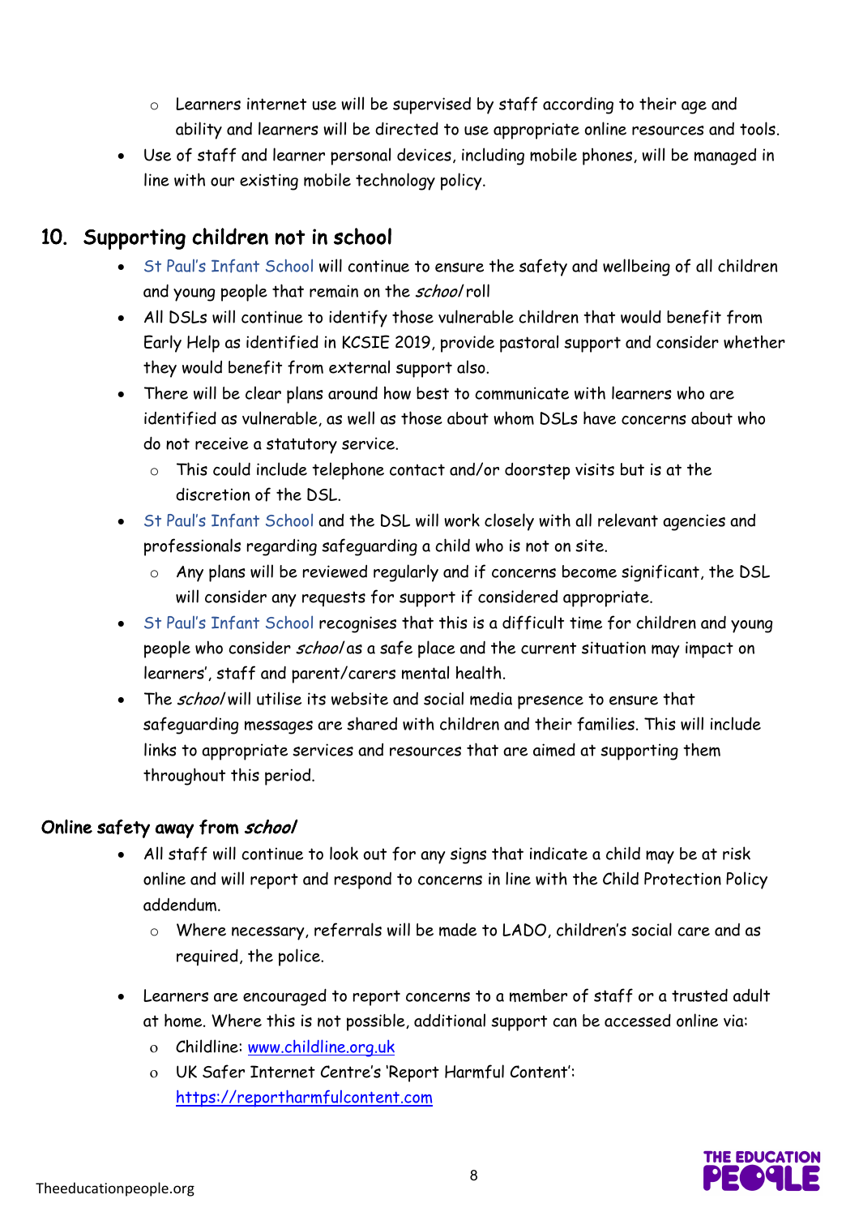- Learners internet use will be supervised by staff according to their age and ability and learners will be directed to use appropriate online resources and tools.
- Use of staff and learner personal devices, including mobile phones, will be managed in line with our existing mobile technology policy.

## 10. Supporting children not in school

- St Paul's Infant School will continue to ensure the safety and wellbeing of all children and young people that remain on the *school* roll
- All DSLs will continue to identify those vulnerable children that would benefit from Early Help as identified in KCSIE 2019, provide pastoral support and consider whether they would benefit from external support also.
- There will be clear plans around how best to communicate with learners who are identified as vulnerable, as well as those about whom DSLs have concerns about who do not receive a statutory service.
    - This could include telephone contact and/or doorstep visits but is at the discretion of the DSL.
- St Paul's Infant School and the DSL will work closely with all relevant agencies and professionals regarding safeguarding a child who is not on site.
    - Any plans will be reviewed regularly and if concerns become significant, the DSL will consider any requests for support if considered appropriate.
- St Paul's Infant School recognises that this is a difficult time for children and young people who consider *school* as a safe place and the current situation may impact on learners', staff and parent/carers mental health.
- The *school* will utilise its website and social media presence to ensure that safeguarding messages are shared with children and their families. This will include links to appropriate services and resources that are aimed at supporting them throughout this period.

### Online safety away from *school*

- All staff will continue to look out for any signs that indicate a child may be at risk online and will report and respond to concerns in line with the Child Protection Policy addendum.
    - Where necessary, referrals will be made to LADO, children's social care and as required, the police.
- Learners are encouraged to report concerns to a member of staff or a trusted adult at home. Where this is not possible, additional support can be accessed online via:
    - Childline: [www.childline.org.uk](http://www.childline.org.uk)
    - UK Safer Internet Centre's 'Report Harmful Content': [https://reportharmfulcontent.com](https://reportharmfulcontent.com)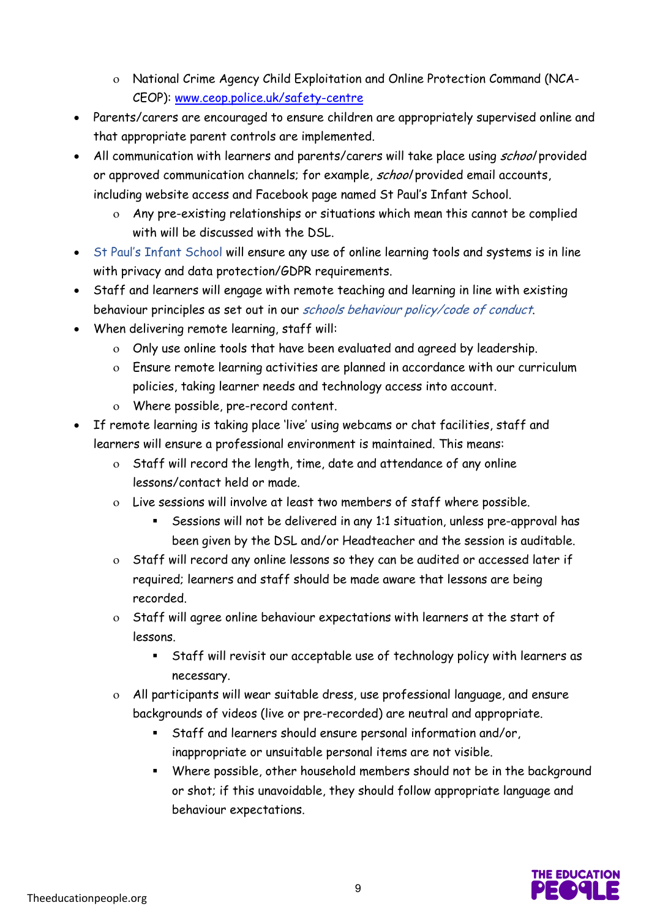- National Crime Agency Child Exploitation and Online Protection Command (NCA-CEOP): [www.ceop.police.uk/safety-centre](http://www.ceop.police.uk/safety-centre)
- Parents/carers are encouraged to ensure children are appropriately supervised online and that appropriate parent controls are implemented.
- All communication with learners and parents/carers will take place using *school* provided or approved communication channels; for example, *school* provided email accounts, including website access and Facebook page named St Paul's Infant School.
    - Any pre-existing relationships or situations which mean this cannot be complied with will be discussed with the DSL.
- St Paul's Infant School will ensure any use of online learning tools and systems is in line with privacy and data protection/GDPR requirements.
- Staff and learners will engage with remote teaching and learning in line with existing behaviour principles as set out in our *schools behaviour policy/code of conduct*.
- When delivering remote learning, staff will:
    - Only use online tools that have been evaluated and agreed by leadership.
    - Ensure remote learning activities are planned in accordance with our curriculum policies, taking learner needs and technology access into account.
    - Where possible, pre-record content.
- If remote learning is taking place 'live' using webcams or chat facilities, staff and learners will ensure a professional environment is maintained. This means:
    - Staff will record the length, time, date and attendance of any online lessons/contact held or made.
    - Live sessions will involve at least two members of staff where possible.
        - Sessions will not be delivered in any 1:1 situation, unless pre-approval has been given by the DSL and/or Headteacher and the session is auditable.
    - Staff will record any online lessons so they can be audited or accessed later if required; learners and staff should be made aware that lessons are being recorded.
    - Staff will agree online behaviour expectations with learners at the start of lessons.
        - Staff will revisit our acceptable use of technology policy with learners as necessary.
    - All participants will wear suitable dress, use professional language, and ensure backgrounds of videos (live or pre-recorded) are neutral and appropriate.
        - Staff and learners should ensure personal information and/or, inappropriate or unsuitable personal items are not visible.
        - Where possible, other household members should not be in the background or shot; if this unavoidable, they should follow appropriate language and behaviour expectations.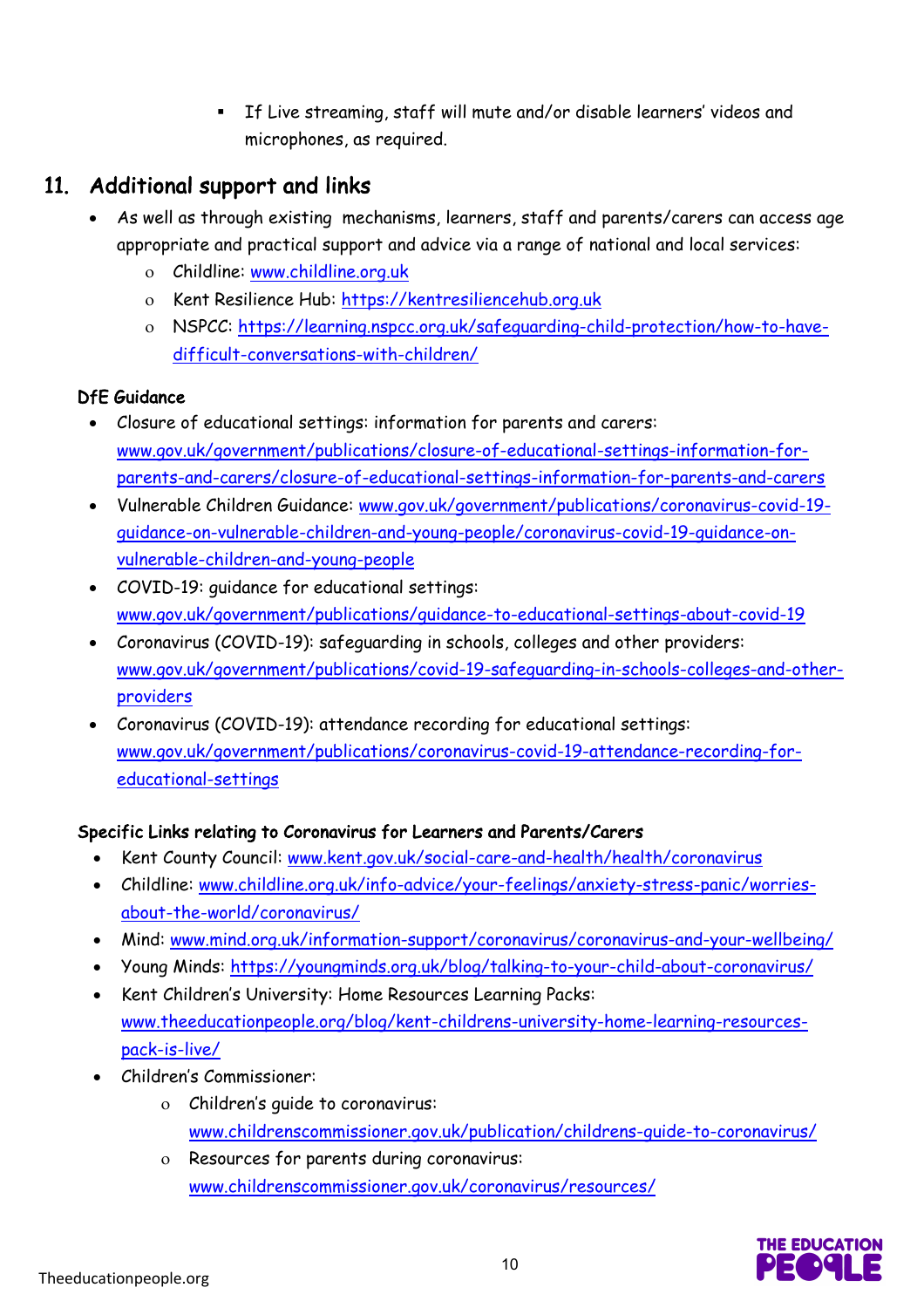- If Live streaming, staff will mute and/or disable learners' videos and microphones, as required.

## 11. Additional support and links

- As well as through existing mechanisms, learners, staff and parents/carers can access age appropriate and practical support and advice via a range of national and local services:
  - Childline: www.childline.org.uk
  - Kent Resilience Hub: https://kentresiliencehub.org.uk
  - NSPCC: https://learning.nspcc.org.uk/safeguarding-child-protection/how-to-have-difficult-conversations-with-children/

### DfE Guidance

- Closure of educational settings: information for parents and carers: www.gov.uk/government/publications/closure-of-educational-settings-information-for-parents-and-carers/closure-of-educational-settings-information-for-parents-and-carers
- Vulnerable Children Guidance: www.gov.uk/government/publications/coronavirus-covid-19-guidance-on-vulnerable-children-and-young-people/coronavirus-covid-19-guidance-on-vulnerable-children-and-young-people
- COVID-19: guidance for educational settings: www.gov.uk/government/publications/guidance-to-educational-settings-about-covid-19
- Coronavirus (COVID-19): safeguarding in schools, colleges and other providers: www.gov.uk/government/publications/covid-19-safeguarding-in-schools-colleges-and-other-providers
- Coronavirus (COVID-19): attendance recording for educational settings: www.gov.uk/government/publications/coronavirus-covid-19-attendance-recording-for-educational-settings

### Specific Links relating to Coronavirus for Learners and Parents/Carers

- Kent County Council: www.kent.gov.uk/social-care-and-health/health/coronavirus
- Childline: www.childline.org.uk/info-advice/your-feelings/anxiety-stress-panic/worries-about-the-world/coronavirus/
- Mind: www.mind.org.uk/information-support/coronavirus/coronavirus-and-your-wellbeing/
- Young Minds: https://youngminds.org.uk/blog/talking-to-your-child-about-coronavirus/
- Kent Children's University: Home Resources Learning Packs: www.theeducationpeople.org/blog/kent-childrens-university-home-learning-resources-pack-is-live/
- Children's Commissioner:
  - Children's guide to coronavirus: www.childrenscommissioner.gov.uk/publication/childrens-guide-to-coronavirus/
  - Resources for parents during coronavirus: www.childrenscommissioner.gov.uk/coronavirus/resources/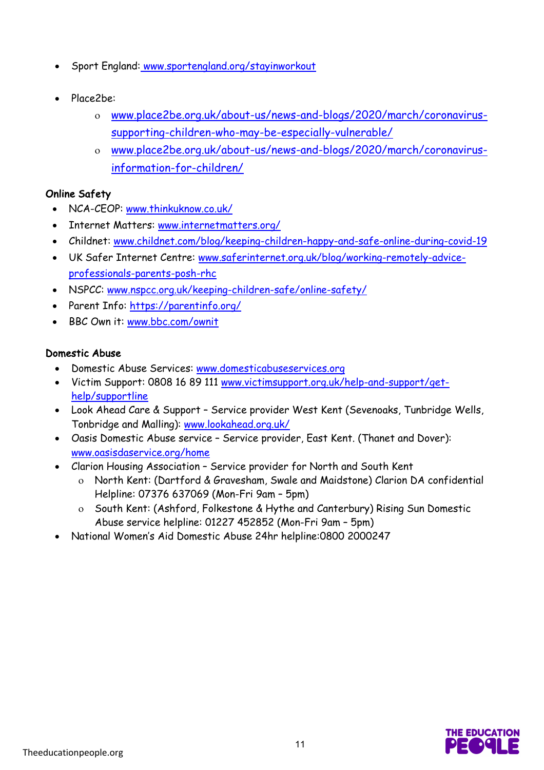- Sport England: www.sportengland.org/stayinworkout

- Place2be:
  - www.place2be.org.uk/about-us/news-and-blogs/2020/march/coronavirus-supporting-children-who-may-be-especially-vulnerable/
  - www.place2be.org.uk/about-us/news-and-blogs/2020/march/coronavirus-information-for-children/

**Online Safety**

- NCA-CEOP: www.thinkuknow.co.uk/
- Internet Matters: www.internetmatters.org/
- Childnet: www.childnet.com/blog/keeping-children-happy-and-safe-online-during-covid-19
- UK Safer Internet Centre: www.saferinternet.org.uk/blog/working-remotely-advice-professionals-parents-posh-rhc
- NSPCC: www.nspcc.org.uk/keeping-children-safe/online-safety/
- Parent Info: https://parentinfo.org/
- BBC Own it: www.bbc.com/ownit

**Domestic Abuse**

- Domestic Abuse Services: www.domesticabuseservices.org
- Victim Support: 0808 16 89 111 www.victimsupport.org.uk/help-and-support/get-help/supportline
- Look Ahead Care & Support – Service provider West Kent (Sevenoaks, Tunbridge Wells, Tonbridge and Malling): www.lookahead.org.uk/
- Oasis Domestic Abuse service – Service provider, East Kent. (Thanet and Dover): www.oasisdaservice.org/home
- Clarion Housing Association – Service provider for North and South Kent
  - North Kent: (Dartford & Gravesham, Swale and Maidstone) Clarion DA confidential Helpline: 07376 637069 (Mon-Fri 9am – 5pm)
  - South Kent: (Ashford, Folkestone & Hythe and Canterbury) Rising Sun Domestic Abuse service helpline: 01227 452852 (Mon-Fri 9am – 5pm)
- National Women's Aid Domestic Abuse 24hr helpline:0800 2000247